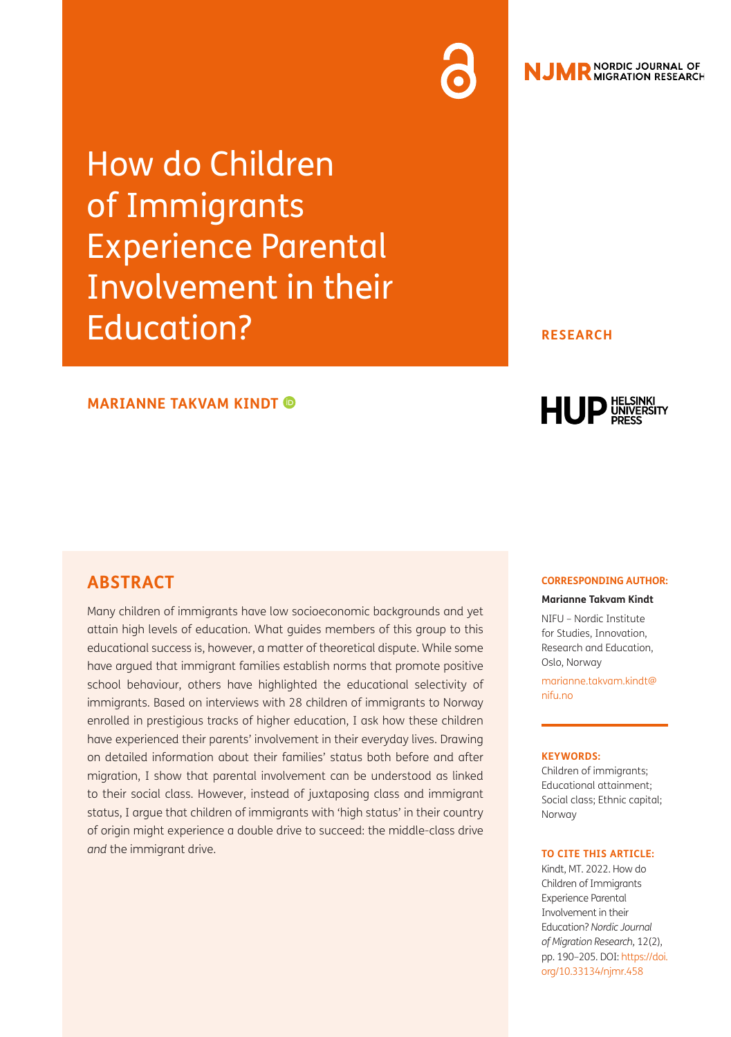NJMR NORDIC JOURNAL OF MIGRATION RESEARCH

# How do Children of Immigrants Experience Parental Involvement in their Education?

RESEARCH

**MARIANNE TAKVAM KINDT**

HUP HELSINKI UNIVERSITY PRESS

## ABSTRACT

Many children of immigrants have low socioeconomic backgrounds and yet attain high levels of education. What guides members of this group to this educational success is, however, a matter of theoretical dispute. While some have argued that immigrant families establish norms that promote positive school behaviour, others have highlighted the educational selectivity of immigrants. Based on interviews with 28 children of immigrants to Norway enrolled in prestigious tracks of higher education, I ask how these children have experienced their parents' involvement in their everyday lives. Drawing on detailed information about their families' status both before and after migration, I show that parental involvement can be understood as linked to their social class. However, instead of juxtaposing class and immigrant status, I argue that children of immigrants with 'high status' in their country of origin might experience a double drive to succeed: the middle-class drive *and* the immigrant drive.

**CORRESPONDING AUTHOR:**

**Marianne Takvam Kindt**

NIFU – Nordic Institute for Studies, Innovation, Research and Education, Oslo, Norway

marianne.takvam.kindt@nifu.no

**KEYWORDS:**

Children of immigrants; Educational attainment; Social class; Ethnic capital; Norway

**TO CITE THIS ARTICLE:**

Kindt, MT. 2022. How do Children of Immigrants Experience Parental Involvement in their Education? *Nordic Journal of Migration Research*, 12(2), pp. 190–205. DOI: https://doi.org/10.33134/njmr.458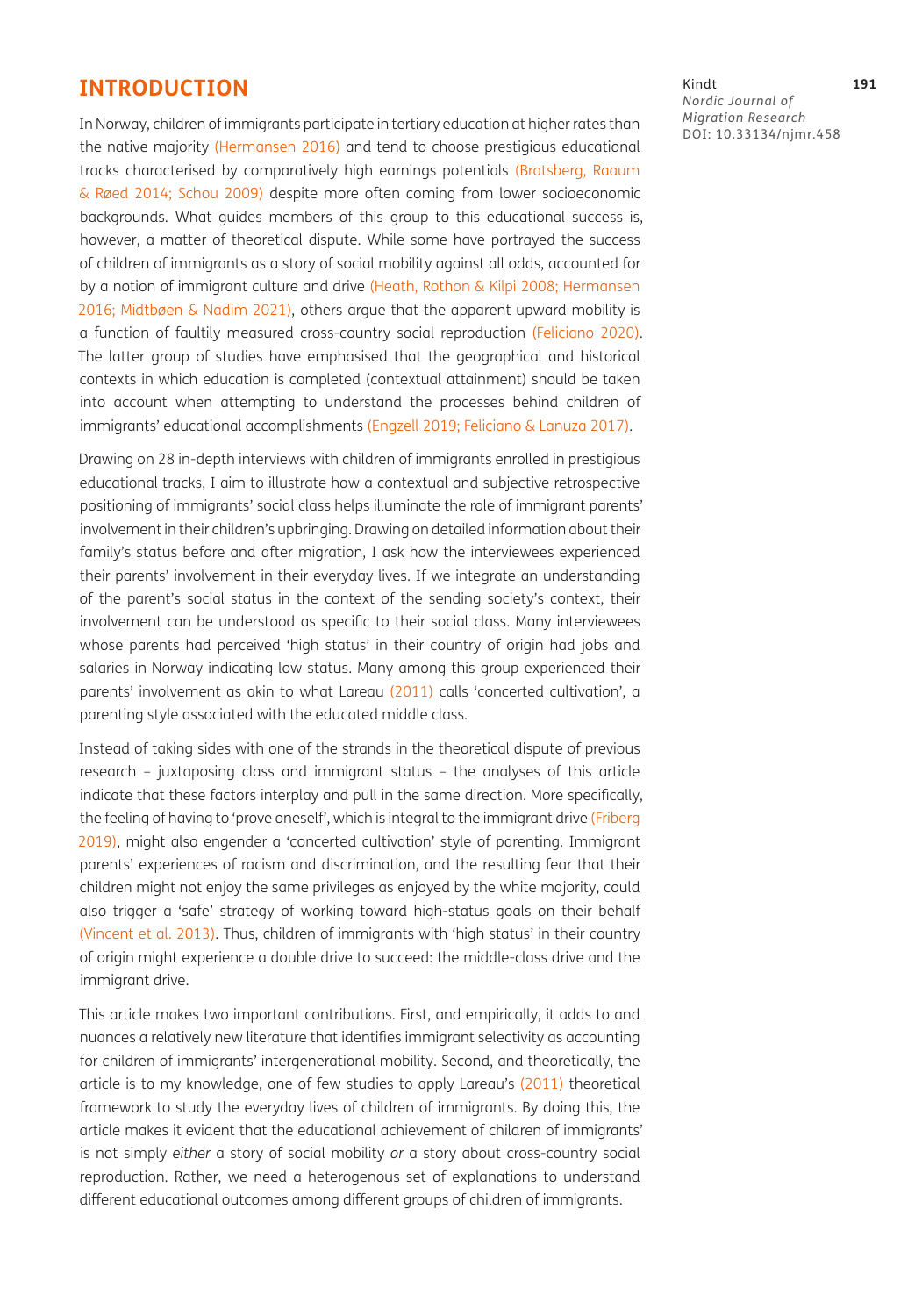## INTRODUCTION

In Norway, children of immigrants participate in tertiary education at higher rates than the native majority (Hermansen 2016) and tend to choose prestigious educational tracks characterised by comparatively high earnings potentials (Bratsberg, Raaum & Røed 2014; Schou 2009) despite more often coming from lower socioeconomic backgrounds. What guides members of this group to this educational success is, however, a matter of theoretical dispute. While some have portrayed the success of children of immigrants as a story of social mobility against all odds, accounted for by a notion of immigrant culture and drive (Heath, Rothon & Kilpi 2008; Hermansen 2016; Midtbøen & Nadim 2021), others argue that the apparent upward mobility is a function of faultily measured cross-country social reproduction (Feliciano 2020). The latter group of studies have emphasised that the geographical and historical contexts in which education is completed (contextual attainment) should be taken into account when attempting to understand the processes behind children of immigrants' educational accomplishments (Engzell 2019; Feliciano & Lanuza 2017).

Drawing on 28 in-depth interviews with children of immigrants enrolled in prestigious educational tracks, I aim to illustrate how a contextual and subjective retrospective positioning of immigrants' social class helps illuminate the role of immigrant parents' involvement in their children's upbringing. Drawing on detailed information about their family's status before and after migration, I ask how the interviewees experienced their parents' involvement in their everyday lives. If we integrate an understanding of the parent's social status in the context of the sending society's context, their involvement can be understood as specific to their social class. Many interviewees whose parents had perceived 'high status' in their country of origin had jobs and salaries in Norway indicating low status. Many among this group experienced their parents' involvement as akin to what Lareau (2011) calls 'concerted cultivation', a parenting style associated with the educated middle class.

Instead of taking sides with one of the strands in the theoretical dispute of previous research – juxtaposing class and immigrant status – the analyses of this article indicate that these factors interplay and pull in the same direction. More specifically, the feeling of having to 'prove oneself', which is integral to the immigrant drive (Friberg 2019), might also engender a 'concerted cultivation' style of parenting. Immigrant parents' experiences of racism and discrimination, and the resulting fear that their children might not enjoy the same privileges as enjoyed by the white majority, could also trigger a 'safe' strategy of working toward high-status goals on their behalf (Vincent et al. 2013). Thus, children of immigrants with 'high status' in their country of origin might experience a double drive to succeed: the middle-class drive and the immigrant drive.

This article makes two important contributions. First, and empirically, it adds to and nuances a relatively new literature that identifies immigrant selectivity as accounting for children of immigrants' intergenerational mobility. Second, and theoretically, the article is to my knowledge, one of few studies to apply Lareau's (2011) theoretical framework to study the everyday lives of children of immigrants. By doing this, the article makes it evident that the educational achievement of children of immigrants' is not simply *either* a story of social mobility *or* a story about cross-country social reproduction. Rather, we need a heterogenous set of explanations to understand different educational outcomes among different groups of children of immigrants.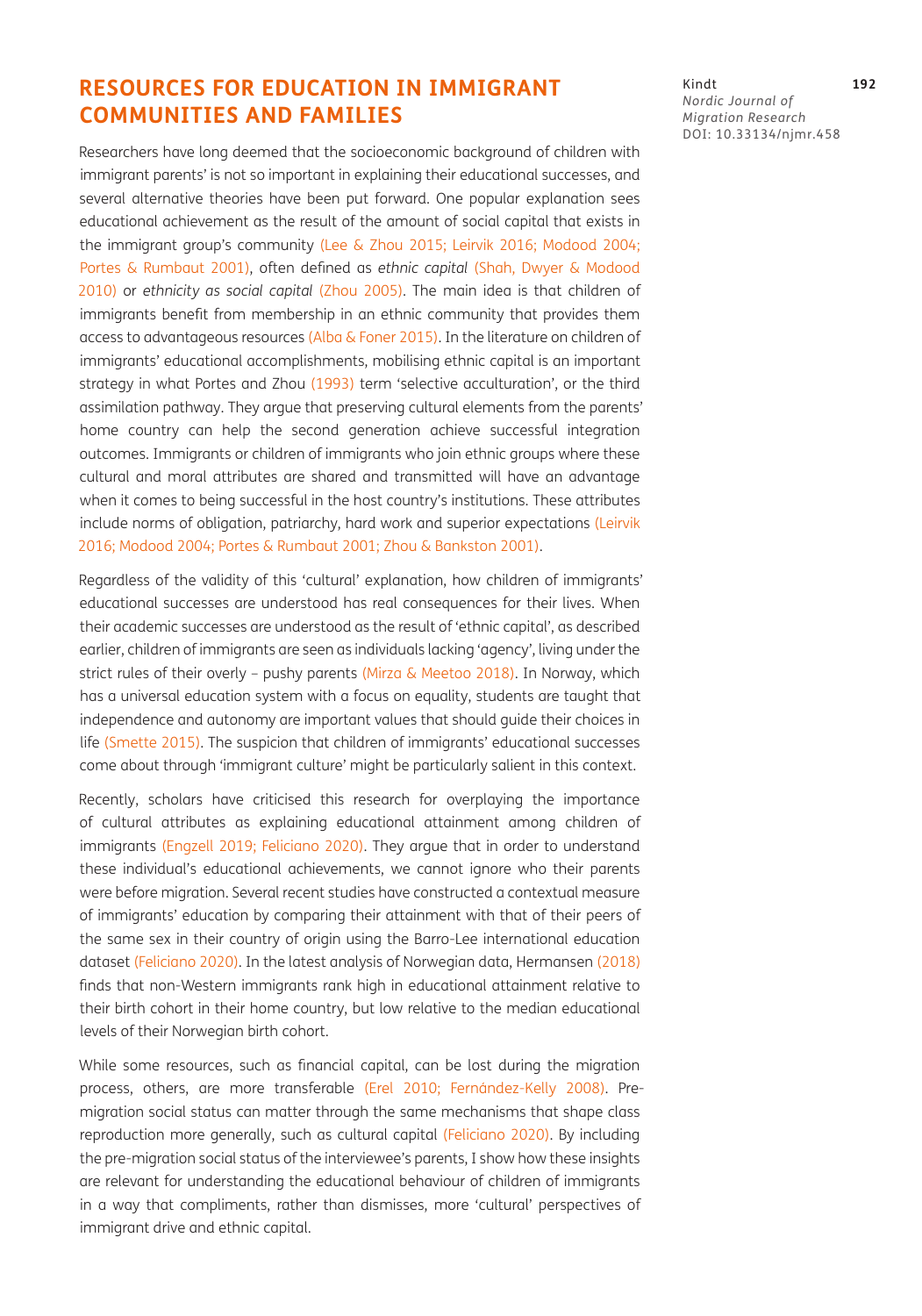## RESOURCES FOR EDUCATION IN IMMIGRANT COMMUNITIES AND FAMILIES

Researchers have long deemed that the socioeconomic background of children with immigrant parents' is not so important in explaining their educational successes, and several alternative theories have been put forward. One popular explanation sees educational achievement as the result of the amount of social capital that exists in the immigrant group's community (Lee & Zhou 2015; Leirvik 2016; Modood 2004; Portes & Rumbaut 2001), often defined as *ethnic capital* (Shah, Dwyer & Modood 2010) or *ethnicity as social capital* (Zhou 2005). The main idea is that children of immigrants benefit from membership in an ethnic community that provides them access to advantageous resources (Alba & Foner 2015). In the literature on children of immigrants' educational accomplishments, mobilising ethnic capital is an important strategy in what Portes and Zhou (1993) term 'selective acculturation', or the third assimilation pathway. They argue that preserving cultural elements from the parents' home country can help the second generation achieve successful integration outcomes. Immigrants or children of immigrants who join ethnic groups where these cultural and moral attributes are shared and transmitted will have an advantage when it comes to being successful in the host country's institutions. These attributes include norms of obligation, patriarchy, hard work and superior expectations (Leirvik 2016; Modood 2004; Portes & Rumbaut 2001; Zhou & Bankston 2001).

Regardless of the validity of this 'cultural' explanation, how children of immigrants' educational successes are understood has real consequences for their lives. When their academic successes are understood as the result of 'ethnic capital', as described earlier, children of immigrants are seen as individuals lacking 'agency', living under the strict rules of their overly – pushy parents (Mirza & Meetoo 2018). In Norway, which has a universal education system with a focus on equality, students are taught that independence and autonomy are important values that should guide their choices in life (Smette 2015). The suspicion that children of immigrants' educational successes come about through 'immigrant culture' might be particularly salient in this context.

Recently, scholars have criticised this research for overplaying the importance of cultural attributes as explaining educational attainment among children of immigrants (Engzell 2019; Feliciano 2020). They argue that in order to understand these individual's educational achievements, we cannot ignore who their parents were before migration. Several recent studies have constructed a contextual measure of immigrants' education by comparing their attainment with that of their peers of the same sex in their country of origin using the Barro-Lee international education dataset (Feliciano 2020). In the latest analysis of Norwegian data, Hermansen (2018) finds that non-Western immigrants rank high in educational attainment relative to their birth cohort in their home country, but low relative to the median educational levels of their Norwegian birth cohort.

While some resources, such as financial capital, can be lost during the migration process, others, are more transferable (Erel 2010; Fernández-Kelly 2008). Pre-migration social status can matter through the same mechanisms that shape class reproduction more generally, such as cultural capital (Feliciano 2020). By including the pre-migration social status of the interviewee's parents, I show how these insights are relevant for understanding the educational behaviour of children of immigrants in a way that compliments, rather than dismisses, more 'cultural' perspectives of immigrant drive and ethnic capital.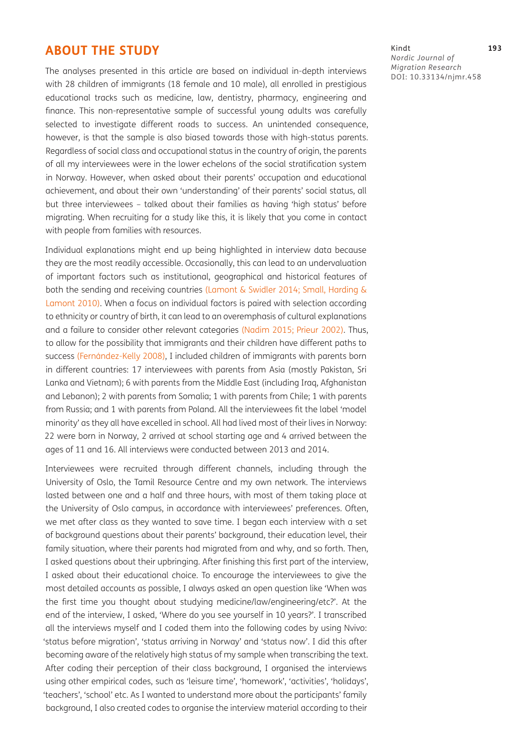## ABOUT THE STUDY

The analyses presented in this article are based on individual in-depth interviews with 28 children of immigrants (18 female and 10 male), all enrolled in prestigious educational tracks such as medicine, law, dentistry, pharmacy, engineering and finance. This non-representative sample of successful young adults was carefully selected to investigate different roads to success. An unintended consequence, however, is that the sample is also biased towards those with high-status parents. Regardless of social class and occupational status in the country of origin, the parents of all my interviewees were in the lower echelons of the social stratification system in Norway. However, when asked about their parents' occupation and educational achievement, and about their own 'understanding' of their parents' social status, all but three interviewees – talked about their families as having 'high status' before migrating. When recruiting for a study like this, it is likely that you come in contact with people from families with resources.

Individual explanations might end up being highlighted in interview data because they are the most readily accessible. Occasionally, this can lead to an undervaluation of important factors such as institutional, geographical and historical features of both the sending and receiving countries (Lamont & Swidler 2014; Small, Harding & Lamont 2010). When a focus on individual factors is paired with selection according to ethnicity or country of birth, it can lead to an overemphasis of cultural explanations and a failure to consider other relevant categories (Nadim 2015; Prieur 2002). Thus, to allow for the possibility that immigrants and their children have different paths to success (Fernández-Kelly 2008), I included children of immigrants with parents born in different countries: 17 interviewees with parents from Asia (mostly Pakistan, Sri Lanka and Vietnam); 6 with parents from the Middle East (including Iraq, Afghanistan and Lebanon); 2 with parents from Somalia; 1 with parents from Chile; 1 with parents from Russia; and 1 with parents from Poland. All the interviewees fit the label 'model minority' as they all have excelled in school. All had lived most of their lives in Norway: 22 were born in Norway, 2 arrived at school starting age and 4 arrived between the ages of 11 and 16. All interviews were conducted between 2013 and 2014.

Interviewees were recruited through different channels, including through the University of Oslo, the Tamil Resource Centre and my own network. The interviews lasted between one and a half and three hours, with most of them taking place at the University of Oslo campus, in accordance with interviewees' preferences. Often, we met after class as they wanted to save time. I began each interview with a set of background questions about their parents' background, their education level, their family situation, where their parents had migrated from and why, and so forth. Then, I asked questions about their upbringing. After finishing this first part of the interview, I asked about their educational choice. To encourage the interviewees to give the most detailed accounts as possible, I always asked an open question like 'When was the first time you thought about studying medicine/law/engineering/etc?'. At the end of the interview, I asked, 'Where do you see yourself in 10 years?'. I transcribed all the interviews myself and I coded them into the following codes by using Nvivo: 'status before migration', 'status arriving in Norway' and 'status now'. I did this after becoming aware of the relatively high status of my sample when transcribing the text. After coding their perception of their class background, I organised the interviews using other empirical codes, such as 'leisure time', 'homework', 'activities', 'holidays', 'teachers', 'school' etc. As I wanted to understand more about the participants' family background, I also created codes to organise the interview material according to their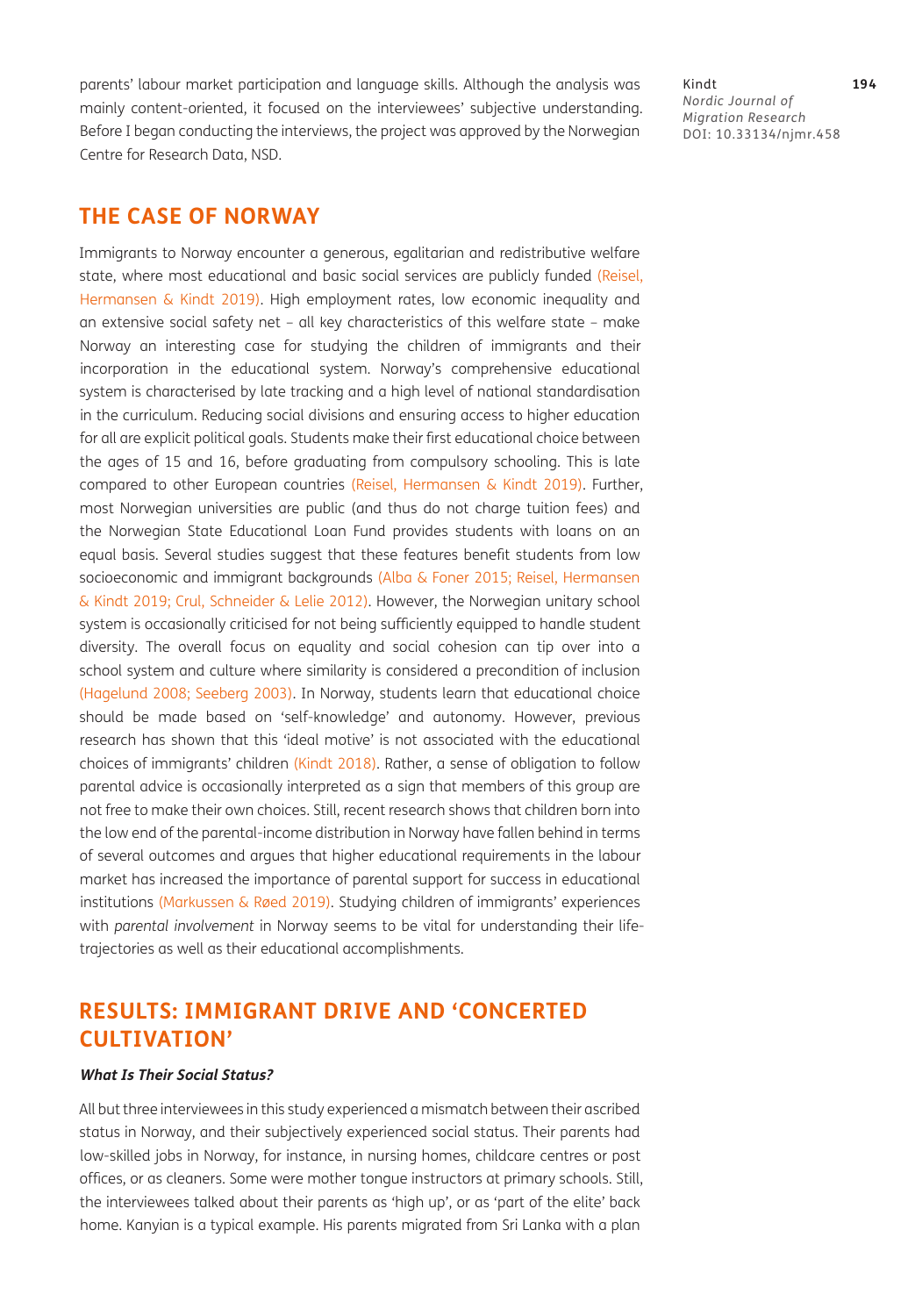parents' labour market participation and language skills. Although the analysis was mainly content-oriented, it focused on the interviewees' subjective understanding. Before I began conducting the interviews, the project was approved by the Norwegian Centre for Research Data, NSD.

## THE CASE OF NORWAY

Immigrants to Norway encounter a generous, egalitarian and redistributive welfare state, where most educational and basic social services are publicly funded (Reisel, Hermansen & Kindt 2019). High employment rates, low economic inequality and an extensive social safety net – all key characteristics of this welfare state – make Norway an interesting case for studying the children of immigrants and their incorporation in the educational system. Norway's comprehensive educational system is characterised by late tracking and a high level of national standardisation in the curriculum. Reducing social divisions and ensuring access to higher education for all are explicit political goals. Students make their first educational choice between the ages of 15 and 16, before graduating from compulsory schooling. This is late compared to other European countries (Reisel, Hermansen & Kindt 2019). Further, most Norwegian universities are public (and thus do not charge tuition fees) and the Norwegian State Educational Loan Fund provides students with loans on an equal basis. Several studies suggest that these features benefit students from low socioeconomic and immigrant backgrounds (Alba & Foner 2015; Reisel, Hermansen & Kindt 2019; Crul, Schneider & Lelie 2012). However, the Norwegian unitary school system is occasionally criticised for not being sufficiently equipped to handle student diversity. The overall focus on equality and social cohesion can tip over into a school system and culture where similarity is considered a precondition of inclusion (Hagelund 2008; Seeberg 2003). In Norway, students learn that educational choice should be made based on 'self-knowledge' and autonomy. However, previous research has shown that this 'ideal motive' is not associated with the educational choices of immigrants' children (Kindt 2018). Rather, a sense of obligation to follow parental advice is occasionally interpreted as a sign that members of this group are not free to make their own choices. Still, recent research shows that children born into the low end of the parental-income distribution in Norway have fallen behind in terms of several outcomes and argues that higher educational requirements in the labour market has increased the importance of parental support for success in educational institutions (Markussen & Røed 2019). Studying children of immigrants' experiences with *parental involvement* in Norway seems to be vital for understanding their life-trajectories as well as their educational accomplishments.

## RESULTS: IMMIGRANT DRIVE AND 'CONCERTED CULTIVATION'

### *What Is Their Social Status?*

All but three interviewees in this study experienced a mismatch between their ascribed status in Norway, and their subjectively experienced social status. Their parents had low-skilled jobs in Norway, for instance, in nursing homes, childcare centres or post offices, or as cleaners. Some were mother tongue instructors at primary schools. Still, the interviewees talked about their parents as 'high up', or as 'part of the elite' back home. Kanyian is a typical example. His parents migrated from Sri Lanka with a plan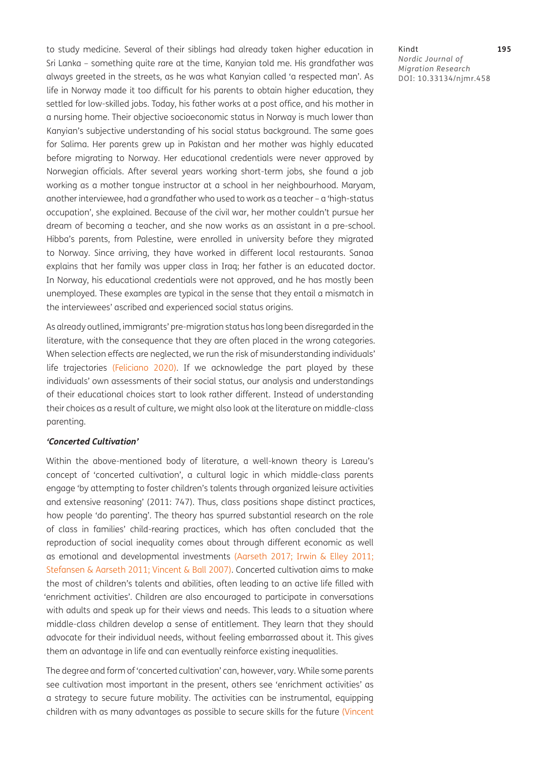to study medicine. Several of their siblings had already taken higher education in Sri Lanka – something quite rare at the time, Kanyian told me. His grandfather was always greeted in the streets, as he was what Kanyian called 'a respected man'. As life in Norway made it too difficult for his parents to obtain higher education, they settled for low-skilled jobs. Today, his father works at a post office, and his mother in a nursing home. Their objective socioeconomic status in Norway is much lower than Kanyian's subjective understanding of his social status background. The same goes for Salima. Her parents grew up in Pakistan and her mother was highly educated before migrating to Norway. Her educational credentials were never approved by Norwegian officials. After several years working short-term jobs, she found a job working as a mother tongue instructor at a school in her neighbourhood. Maryam, another interviewee, had a grandfather who used to work as a teacher – a 'high-status occupation', she explained. Because of the civil war, her mother couldn't pursue her dream of becoming a teacher, and she now works as an assistant in a pre-school. Hibba's parents, from Palestine, were enrolled in university before they migrated to Norway. Since arriving, they have worked in different local restaurants. Sanaa explains that her family was upper class in Iraq; her father is an educated doctor. In Norway, his educational credentials were not approved, and he has mostly been unemployed. These examples are typical in the sense that they entail a mismatch in the interviewees' ascribed and experienced social status origins.

As already outlined, immigrants' pre-migration status has long been disregarded in the literature, with the consequence that they are often placed in the wrong categories. When selection effects are neglected, we run the risk of misunderstanding individuals' life trajectories (Feliciano 2020). If we acknowledge the part played by these individuals' own assessments of their social status, our analysis and understandings of their educational choices start to look rather different. Instead of understanding their choices as a result of culture, we might also look at the literature on middle-class parenting.

### *'Concerted Cultivation'*

Within the above-mentioned body of literature, a well-known theory is Lareau's concept of 'concerted cultivation', a cultural logic in which middle-class parents engage 'by attempting to foster children's talents through organized leisure activities and extensive reasoning' (2011: 747). Thus, class positions shape distinct practices, how people 'do parenting'. The theory has spurred substantial research on the role of class in families' child-rearing practices, which has often concluded that the reproduction of social inequality comes about through different economic as well as emotional and developmental investments (Aarseth 2017; Irwin & Elley 2011; Stefansen & Aarseth 2011; Vincent & Ball 2007). Concerted cultivation aims to make the most of children's talents and abilities, often leading to an active life filled with 'enrichment activities'. Children are also encouraged to participate in conversations with adults and speak up for their views and needs. This leads to a situation where middle-class children develop a sense of entitlement. They learn that they should advocate for their individual needs, without feeling embarrassed about it. This gives them an advantage in life and can eventually reinforce existing inequalities.

The degree and form of 'concerted cultivation' can, however, vary. While some parents see cultivation most important in the present, others see 'enrichment activities' as a strategy to secure future mobility. The activities can be instrumental, equipping children with as many advantages as possible to secure skills for the future (Vincent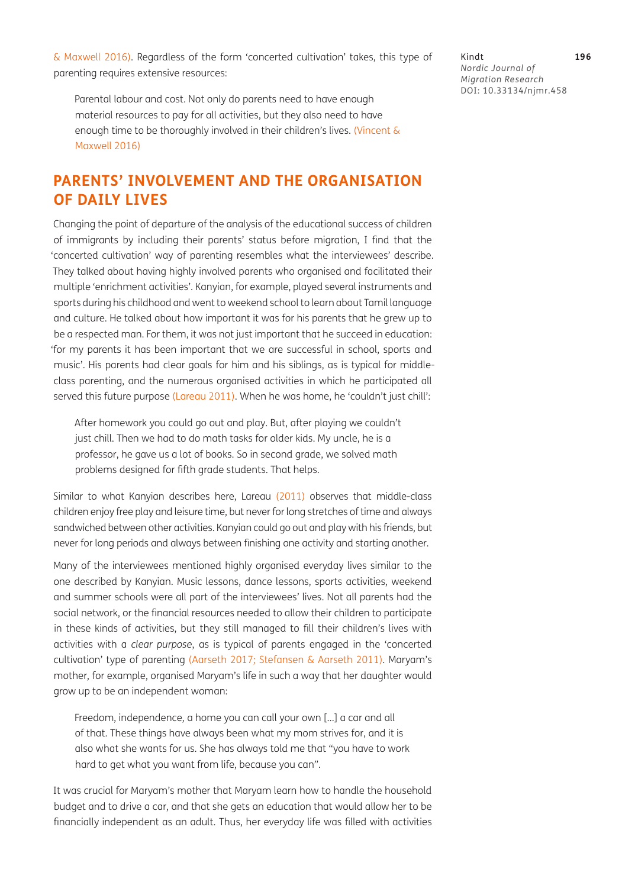& Maxwell 2016). Regardless of the form 'concerted cultivation' takes, this type of parenting requires extensive resources:

> Parental labour and cost. Not only do parents need to have enough material resources to pay for all activities, but they also need to have enough time to be thoroughly involved in their children's lives. (Vincent & Maxwell 2016)

## PARENTS' INVOLVEMENT AND THE ORGANISATION OF DAILY LIVES

Changing the point of departure of the analysis of the educational success of children of immigrants by including their parents' status before migration, I find that the 'concerted cultivation' way of parenting resembles what the interviewees' describe. They talked about having highly involved parents who organised and facilitated their multiple 'enrichment activities'. Kanyian, for example, played several instruments and sports during his childhood and went to weekend school to learn about Tamil language and culture. He talked about how important it was for his parents that he grew up to be a respected man. For them, it was not just important that he succeed in education: 'for my parents it has been important that we are successful in school, sports and music'. His parents had clear goals for him and his siblings, as is typical for middle-class parenting, and the numerous organised activities in which he participated all served this future purpose (Lareau 2011). When he was home, he 'couldn't just chill':

> After homework you could go out and play. But, after playing we couldn't just chill. Then we had to do math tasks for older kids. My uncle, he is a professor, he gave us a lot of books. So in second grade, we solved math problems designed for fifth grade students. That helps.

Similar to what Kanyian describes here, Lareau (2011) observes that middle-class children enjoy free play and leisure time, but never for long stretches of time and always sandwiched between other activities. Kanyian could go out and play with his friends, but never for long periods and always between finishing one activity and starting another.

Many of the interviewees mentioned highly organised everyday lives similar to the one described by Kanyian. Music lessons, dance lessons, sports activities, weekend and summer schools were all part of the interviewees' lives. Not all parents had the social network, or the financial resources needed to allow their children to participate in these kinds of activities, but they still managed to fill their children's lives with activities with a *clear purpose*, as is typical of parents engaged in the 'concerted cultivation' type of parenting (Aarseth 2017; Stefansen & Aarseth 2011). Maryam's mother, for example, organised Maryam's life in such a way that her daughter would grow up to be an independent woman:

> Freedom, independence, a home you can call your own [...] a car and all of that. These things have always been what my mom strives for, and it is also what she wants for us. She has always told me that "you have to work hard to get what you want from life, because you can".

It was crucial for Maryam's mother that Maryam learn how to handle the household budget and to drive a car, and that she gets an education that would allow her to be financially independent as an adult. Thus, her everyday life was filled with activities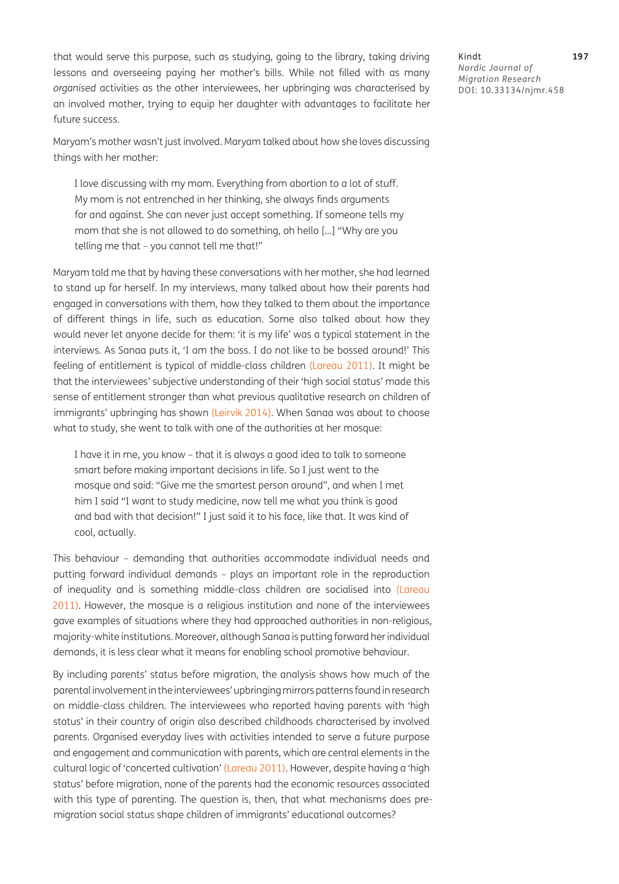that would serve this purpose, such as studying, going to the library, taking driving lessons and overseeing paying her mother's bills. While not filled with as many *organised* activities as the other interviewees, her upbringing was characterised by an involved mother, trying to equip her daughter with advantages to facilitate her future success.

Maryam's mother wasn't just involved. Maryam talked about how she loves discussing things with her mother:

> I love discussing with my mom. Everything from abortion to a lot of stuff. My mom is not entrenched in her thinking, she always finds arguments for and against. She can never just accept something. If someone tells my mom that she is not allowed to do something, oh hello […] "Why are you telling me that – you cannot tell me that!"

Maryam told me that by having these conversations with her mother, she had learned to stand up for herself. In my interviews, many talked about how their parents had engaged in conversations with them, how they talked to them about the importance of different things in life, such as education. Some also talked about how they would never let anyone decide for them: 'it is my life' was a typical statement in the interviews. As Sanaa puts it, 'I am the boss. I do not like to be bossed around!' This feeling of entitlement is typical of middle-class children (Lareau 2011). It might be that the interviewees' subjective understanding of their 'high social status' made this sense of entitlement stronger than what previous qualitative research on children of immigrants' upbringing has shown (Leirvik 2014). When Sanaa was about to choose what to study, she went to talk with one of the authorities at her mosque:

> I have it in me, you know – that it is always a good idea to talk to someone smart before making important decisions in life. So I just went to the mosque and said: "Give me the smartest person around", and when I met him I said "I want to study medicine, now tell me what you think is good and bad with that decision!" I just said it to his face, like that. It was kind of cool, actually.

This behaviour – demanding that authorities accommodate individual needs and putting forward individual demands – plays an important role in the reproduction of inequality and is something middle-class children are socialised into (Lareau 2011). However, the mosque is a religious institution and none of the interviewees gave examples of situations where they had approached authorities in non-religious, majority-white institutions. Moreover, although Sanaa is putting forward her individual demands, it is less clear what it means for enabling school promotive behaviour.

By including parents' status before migration, the analysis shows how much of the parental involvement in the interviewees' upbringing mirrors patterns found in research on middle-class children. The interviewees who reported having parents with 'high status' in their country of origin also described childhoods characterised by involved parents. Organised everyday lives with activities intended to serve a future purpose and engagement and communication with parents, which are central elements in the cultural logic of 'concerted cultivation' (Lareau 2011). However, despite having a 'high status' before migration, none of the parents had the economic resources associated with this type of parenting. The question is, then, that what mechanisms does pre-migration social status shape children of immigrants' educational outcomes?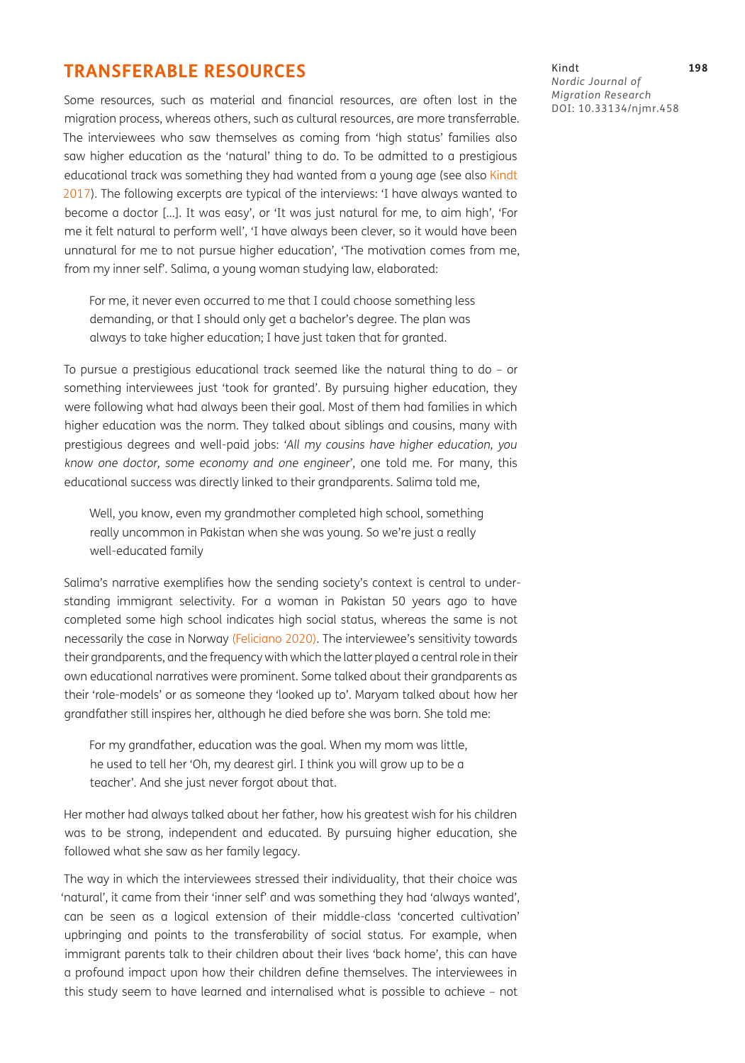## TRANSFERABLE RESOURCES

Some resources, such as material and financial resources, are often lost in the migration process, whereas others, such as cultural resources, are more transferrable. The interviewees who saw themselves as coming from 'high status' families also saw higher education as the 'natural' thing to do. To be admitted to a prestigious educational track was something they had wanted from a young age (see also Kindt 2017). The following excerpts are typical of the interviews: 'I have always wanted to become a doctor [...]. It was easy', or 'It was just natural for me, to aim high', 'For me it felt natural to perform well', 'I have always been clever, so it would have been unnatural for me to not pursue higher education', 'The motivation comes from me, from my inner self'. Salima, a young woman studying law, elaborated:

> For me, it never even occurred to me that I could choose something less demanding, or that I should only get a bachelor's degree. The plan was always to take higher education; I have just taken that for granted.

To pursue a prestigious educational track seemed like the natural thing to do – or something interviewees just 'took for granted'. By pursuing higher education, they were following what had always been their goal. Most of them had families in which higher education was the norm. They talked about siblings and cousins, many with prestigious degrees and well-paid jobs: *'All my cousins have higher education, you know one doctor, some economy and one engineer*', one told me. For many, this educational success was directly linked to their grandparents. Salima told me,

> Well, you know, even my grandmother completed high school, something really uncommon in Pakistan when she was young. So we're just a really well-educated family

Salima's narrative exemplifies how the sending society's context is central to understanding immigrant selectivity. For a woman in Pakistan 50 years ago to have completed some high school indicates high social status, whereas the same is not necessarily the case in Norway (Feliciano 2020). The interviewee's sensitivity towards their grandparents, and the frequency with which the latter played a central role in their own educational narratives were prominent. Some talked about their grandparents as their 'role-models' or as someone they 'looked up to'. Maryam talked about how her grandfather still inspires her, although he died before she was born. She told me:

> For my grandfather, education was the goal. When my mom was little, he used to tell her 'Oh, my dearest girl. I think you will grow up to be a teacher'. And she just never forgot about that.

Her mother had always talked about her father, how his greatest wish for his children was to be strong, independent and educated. By pursuing higher education, she followed what she saw as her family legacy.

The way in which the interviewees stressed their individuality, that their choice was 'natural', it came from their 'inner self' and was something they had 'always wanted', can be seen as a logical extension of their middle-class 'concerted cultivation' upbringing and points to the transferability of social status. For example, when immigrant parents talk to their children about their lives 'back home', this can have a profound impact upon how their children define themselves. The interviewees in this study seem to have learned and internalised what is possible to achieve – not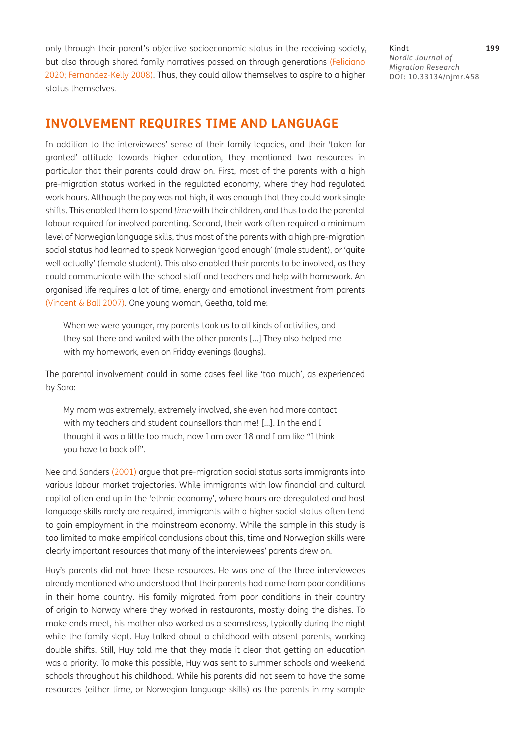only through their parent's objective socioeconomic status in the receiving society, but also through shared family narratives passed on through generations (Feliciano 2020; Fernandez-Kelly 2008). Thus, they could allow themselves to aspire to a higher status themselves.

## INVOLVEMENT REQUIRES TIME AND LANGUAGE

In addition to the interviewees' sense of their family legacies, and their 'taken for granted' attitude towards higher education, they mentioned two resources in particular that their parents could draw on. First, most of the parents with a high pre-migration status worked in the regulated economy, where they had regulated work hours. Although the pay was not high, it was enough that they could work single shifts. This enabled them to spend *time* with their children, and thus to do the parental labour required for involved parenting. Second, their work often required a minimum level of Norwegian language skills, thus most of the parents with a high pre-migration social status had learned to speak Norwegian 'good enough' (male student), or 'quite well actually' (female student). This also enabled their parents to be involved, as they could communicate with the school staff and teachers and help with homework. An organised life requires a lot of time, energy and emotional investment from parents (Vincent & Ball 2007). One young woman, Geetha, told me:

> When we were younger, my parents took us to all kinds of activities, and they sat there and waited with the other parents [...] They also helped me with my homework, even on Friday evenings (laughs).

The parental involvement could in some cases feel like 'too much', as experienced by Sara:

> My mom was extremely, extremely involved, she even had more contact with my teachers and student counsellors than me! [...]. In the end I thought it was a little too much, now I am over 18 and I am like "I think you have to back off".

Nee and Sanders (2001) argue that pre-migration social status sorts immigrants into various labour market trajectories. While immigrants with low financial and cultural capital often end up in the 'ethnic economy', where hours are deregulated and host language skills rarely are required, immigrants with a higher social status often tend to gain employment in the mainstream economy. While the sample in this study is too limited to make empirical conclusions about this, time and Norwegian skills were clearly important resources that many of the interviewees' parents drew on.

Huy's parents did not have these resources. He was one of the three interviewees already mentioned who understood that their parents had come from poor conditions in their home country. His family migrated from poor conditions in their country of origin to Norway where they worked in restaurants, mostly doing the dishes. To make ends meet, his mother also worked as a seamstress, typically during the night while the family slept. Huy talked about a childhood with absent parents, working double shifts. Still, Huy told me that they made it clear that getting an education was a priority. To make this possible, Huy was sent to summer schools and weekend schools throughout his childhood. While his parents did not seem to have the same resources (either time, or Norwegian language skills) as the parents in my sample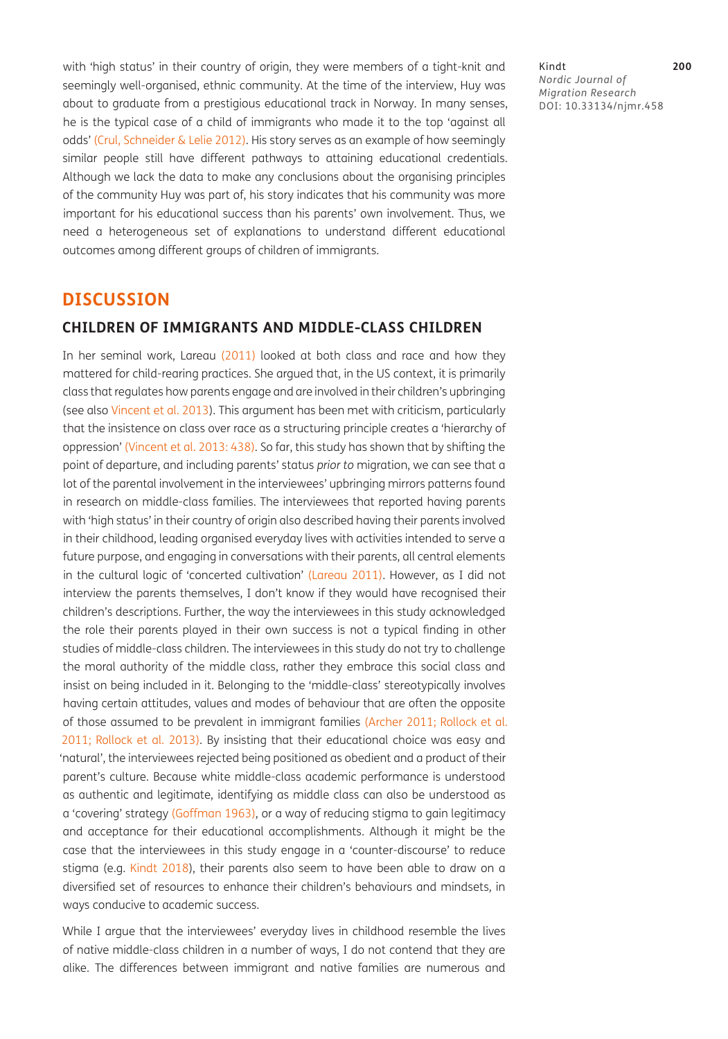with 'high status' in their country of origin, they were members of a tight-knit and seemingly well-organised, ethnic community. At the time of the interview, Huy was about to graduate from a prestigious educational track in Norway. In many senses, he is the typical case of a child of immigrants who made it to the top 'against all odds' (Crul, Schneider & Lelie 2012). His story serves as an example of how seemingly similar people still have different pathways to attaining educational credentials. Although we lack the data to make any conclusions about the organising principles of the community Huy was part of, his story indicates that his community was more important for his educational success than his parents' own involvement. Thus, we need a heterogeneous set of explanations to understand different educational outcomes among different groups of children of immigrants.

# DISCUSSION

## CHILDREN OF IMMIGRANTS AND MIDDLE-CLASS CHILDREN

In her seminal work, Lareau (2011) looked at both class and race and how they mattered for child-rearing practices. She argued that, in the US context, it is primarily class that regulates how parents engage and are involved in their children's upbringing (see also Vincent et al. 2013). This argument has been met with criticism, particularly that the insistence on class over race as a structuring principle creates a 'hierarchy of oppression' (Vincent et al. 2013: 438). So far, this study has shown that by shifting the point of departure, and including parents' status *prior to* migration, we can see that a lot of the parental involvement in the interviewees' upbringing mirrors patterns found in research on middle-class families. The interviewees that reported having parents with 'high status' in their country of origin also described having their parents involved in their childhood, leading organised everyday lives with activities intended to serve a future purpose, and engaging in conversations with their parents, all central elements in the cultural logic of 'concerted cultivation' (Lareau 2011). However, as I did not interview the parents themselves, I don't know if they would have recognised their children's descriptions. Further, the way the interviewees in this study acknowledged the role their parents played in their own success is not a typical finding in other studies of middle-class children. The interviewees in this study do not try to challenge the moral authority of the middle class, rather they embrace this social class and insist on being included in it. Belonging to the 'middle-class' stereotypically involves having certain attitudes, values and modes of behaviour that are often the opposite of those assumed to be prevalent in immigrant families (Archer 2011; Rollock et al. 2011; Rollock et al. 2013). By insisting that their educational choice was easy and 'natural', the interviewees rejected being positioned as obedient and a product of their parent's culture. Because white middle-class academic performance is understood as authentic and legitimate, identifying as middle class can also be understood as a 'covering' strategy (Goffman 1963), or a way of reducing stigma to gain legitimacy and acceptance for their educational accomplishments. Although it might be the case that the interviewees in this study engage in a 'counter-discourse' to reduce stigma (e.g. Kindt 2018), their parents also seem to have been able to draw on a diversified set of resources to enhance their children's behaviours and mindsets, in ways conducive to academic success.

While I argue that the interviewees' everyday lives in childhood resemble the lives of native middle-class children in a number of ways, I do not contend that they are alike. The differences between immigrant and native families are numerous and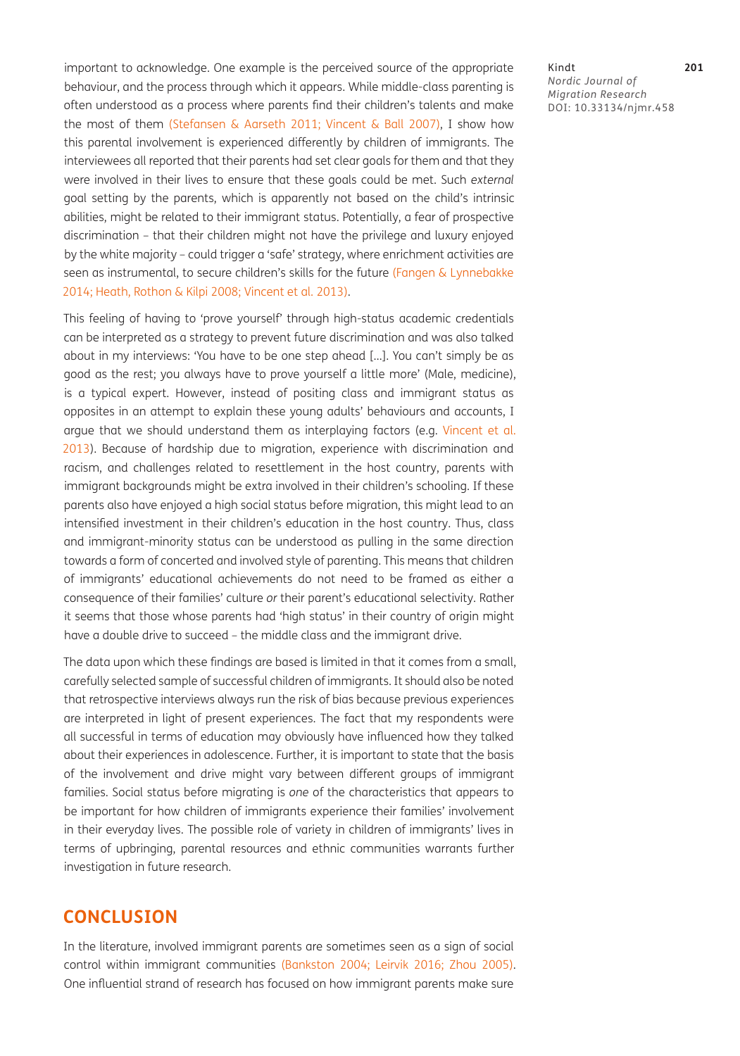important to acknowledge. One example is the perceived source of the appropriate behaviour, and the process through which it appears. While middle-class parenting is often understood as a process where parents find their children's talents and make the most of them (Stefansen & Aarseth 2011; Vincent & Ball 2007), I show how this parental involvement is experienced differently by children of immigrants. The interviewees all reported that their parents had set clear goals for them and that they were involved in their lives to ensure that these goals could be met. Such *external* goal setting by the parents, which is apparently not based on the child's intrinsic abilities, might be related to their immigrant status. Potentially, a fear of prospective discrimination – that their children might not have the privilege and luxury enjoyed by the white majority – could trigger a 'safe' strategy, where enrichment activities are seen as instrumental, to secure children's skills for the future (Fangen & Lynnebakke 2014; Heath, Rothon & Kilpi 2008; Vincent et al. 2013).

This feeling of having to 'prove yourself' through high-status academic credentials can be interpreted as a strategy to prevent future discrimination and was also talked about in my interviews: 'You have to be one step ahead […]. You can't simply be as good as the rest; you always have to prove yourself a little more' (Male, medicine), is a typical expert. However, instead of positing class and immigrant status as opposites in an attempt to explain these young adults' behaviours and accounts, I argue that we should understand them as interplaying factors (e.g. Vincent et al. 2013). Because of hardship due to migration, experience with discrimination and racism, and challenges related to resettlement in the host country, parents with immigrant backgrounds might be extra involved in their children's schooling. If these parents also have enjoyed a high social status before migration, this might lead to an intensified investment in their children's education in the host country. Thus, class and immigrant-minority status can be understood as pulling in the same direction towards a form of concerted and involved style of parenting. This means that children of immigrants' educational achievements do not need to be framed as either a consequence of their families' culture *or* their parent's educational selectivity. Rather it seems that those whose parents had 'high status' in their country of origin might have a double drive to succeed – the middle class and the immigrant drive.

The data upon which these findings are based is limited in that it comes from a small, carefully selected sample of successful children of immigrants. It should also be noted that retrospective interviews always run the risk of bias because previous experiences are interpreted in light of present experiences. The fact that my respondents were all successful in terms of education may obviously have influenced how they talked about their experiences in adolescence. Further, it is important to state that the basis of the involvement and drive might vary between different groups of immigrant families. Social status before migrating is *one* of the characteristics that appears to be important for how children of immigrants experience their families' involvement in their everyday lives. The possible role of variety in children of immigrants' lives in terms of upbringing, parental resources and ethnic communities warrants further investigation in future research.

## CONCLUSION

In the literature, involved immigrant parents are sometimes seen as a sign of social control within immigrant communities (Bankston 2004; Leirvik 2016; Zhou 2005). One influential strand of research has focused on how immigrant parents make sure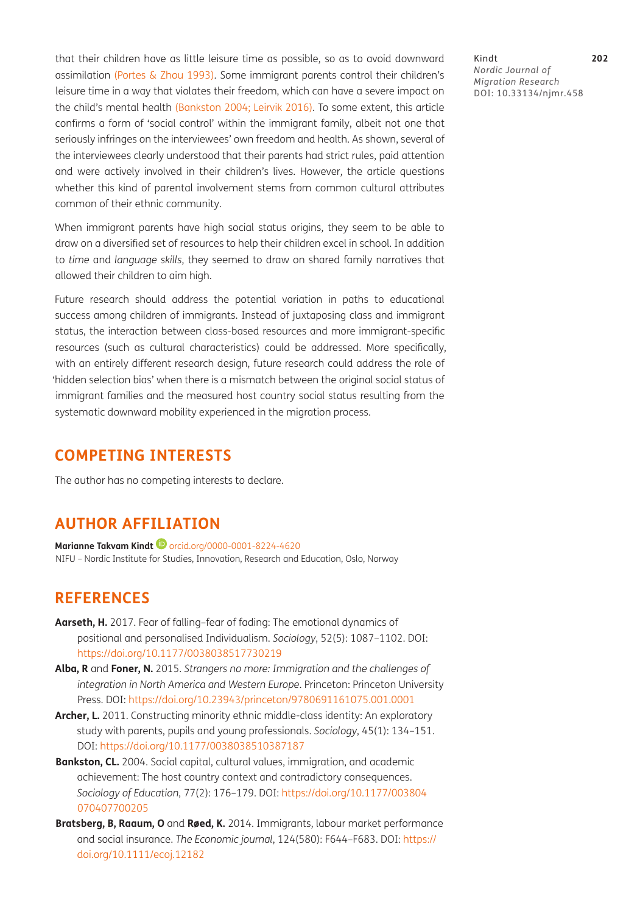that their children have as little leisure time as possible, so as to avoid downward assimilation (Portes & Zhou 1993). Some immigrant parents control their children's leisure time in a way that violates their freedom, which can have a severe impact on the child's mental health (Bankston 2004; Leirvik 2016). To some extent, this article confirms a form of 'social control' within the immigrant family, albeit not one that seriously infringes on the interviewees' own freedom and health. As shown, several of the interviewees clearly understood that their parents had strict rules, paid attention and were actively involved in their children's lives. However, the article questions whether this kind of parental involvement stems from common cultural attributes common of their ethnic community.

When immigrant parents have high social status origins, they seem to be able to draw on a diversified set of resources to help their children excel in school. In addition to *time* and *language skills*, they seemed to draw on shared family narratives that allowed their children to aim high.

Future research should address the potential variation in paths to educational success among children of immigrants. Instead of juxtaposing class and immigrant status, the interaction between class-based resources and more immigrant-specific resources (such as cultural characteristics) could be addressed. More specifically, with an entirely different research design, future research could address the role of 'hidden selection bias' when there is a mismatch between the original social status of immigrant families and the measured host country social status resulting from the systematic downward mobility experienced in the migration process.

## COMPETING INTERESTS

The author has no competing interests to declare.

## AUTHOR AFFILIATION

**Marianne Takvam Kindt** orcid.org/0000-0001-8224-4620
NIFU – Nordic Institute for Studies, Innovation, Research and Education, Oslo, Norway

## REFERENCES

**Aarseth, H.** 2017. Fear of falling–fear of fading: The emotional dynamics of positional and personalised Individualism. *Sociology*, 52(5): 1087–1102. DOI: https://doi.org/10.1177/0038038517730219

**Alba, R** and **Foner, N.** 2015. *Strangers no more: Immigration and the challenges of integration in North America and Western Europe*. Princeton: Princeton University Press. DOI: https://doi.org/10.23943/princeton/9780691161075.001.0001

**Archer, L.** 2011. Constructing minority ethnic middle-class identity: An exploratory study with parents, pupils and young professionals. *Sociology*, 45(1): 134–151. DOI: https://doi.org/10.1177/0038038510387187

**Bankston, CL.** 2004. Social capital, cultural values, immigration, and academic achievement: The host country context and contradictory consequences. *Sociology of Education*, 77(2): 176–179. DOI: https://doi.org/10.1177/003804070407700205

**Bratsberg, B, Raaum, O** and **Røed, K.** 2014. Immigrants, labour market performance and social insurance. *The Economic journal*, 124(580): F644–F683. DOI: https://doi.org/10.1111/ecoj.12182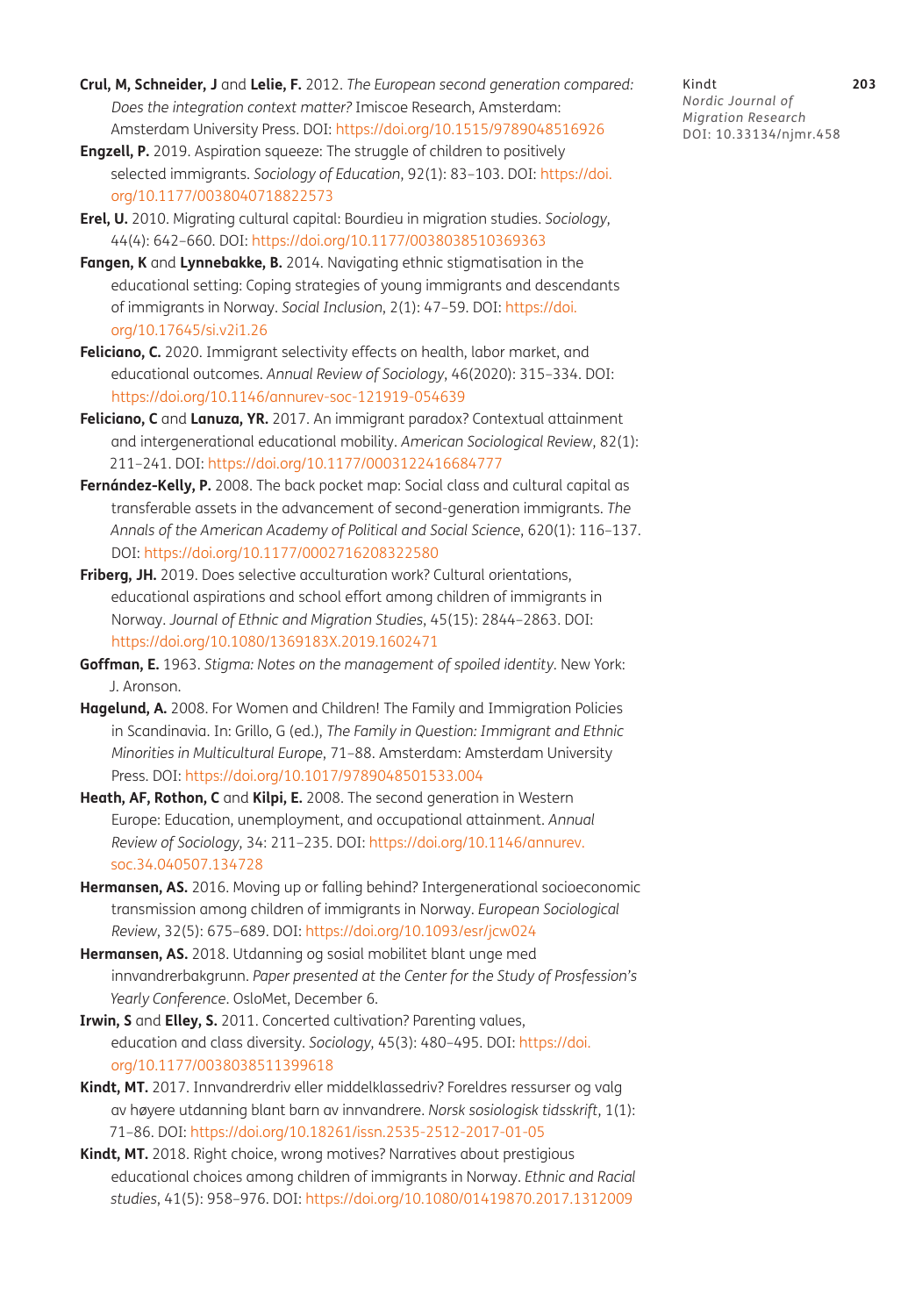**Crul, M, Schneider, J** and **Lelie, F.** 2012. *The European second generation compared: Does the integration context matter?* Imiscoe Research, Amsterdam: Amsterdam University Press. DOI: https://doi.org/10.1515/9789048516926

**Engzell, P.** 2019. Aspiration squeeze: The struggle of children to positively selected immigrants. *Sociology of Education*, 92(1): 83–103. DOI: https://doi.org/10.1177/0038040718822573

**Erel, U.** 2010. Migrating cultural capital: Bourdieu in migration studies. *Sociology*, 44(4): 642–660. DOI: https://doi.org/10.1177/0038038510369363

**Fangen, K** and **Lynnebakke, B.** 2014. Navigating ethnic stigmatisation in the educational setting: Coping strategies of young immigrants and descendants of immigrants in Norway. *Social Inclusion*, 2(1): 47–59. DOI: https://doi.org/10.17645/si.v2i1.26

**Feliciano, C.** 2020. Immigrant selectivity effects on health, labor market, and educational outcomes. *Annual Review of Sociology*, 46(2020): 315–334. DOI: https://doi.org/10.1146/annurev-soc-121919-054639

**Feliciano, C** and **Lanuza, YR.** 2017. An immigrant paradox? Contextual attainment and intergenerational educational mobility. *American Sociological Review*, 82(1): 211–241. DOI: https://doi.org/10.1177/0003122416684777

**Fernández-Kelly, P.** 2008. The back pocket map: Social class and cultural capital as transferable assets in the advancement of second-generation immigrants. *The Annals of the American Academy of Political and Social Science*, 620(1): 116–137. DOI: https://doi.org/10.1177/0002716208322580

**Friberg, JH.** 2019. Does selective acculturation work? Cultural orientations, educational aspirations and school effort among children of immigrants in Norway. *Journal of Ethnic and Migration Studies*, 45(15): 2844–2863. DOI: https://doi.org/10.1080/1369183X.2019.1602471

**Goffman, E.** 1963. *Stigma: Notes on the management of spoiled identity*. New York: J. Aronson.

**Hagelund, A.** 2008. For Women and Children! The Family and Immigration Policies in Scandinavia. In: Grillo, G (ed.), *The Family in Question: Immigrant and Ethnic Minorities in Multicultural Europe*, 71–88. Amsterdam: Amsterdam University Press. DOI: https://doi.org/10.1017/9789048501533.004

**Heath, AF, Rothon, C** and **Kilpi, E.** 2008. The second generation in Western Europe: Education, unemployment, and occupational attainment. *Annual Review of Sociology*, 34: 211–235. DOI: https://doi.org/10.1146/annurev.soc.34.040507.134728

**Hermansen, AS.** 2016. Moving up or falling behind? Intergenerational socioeconomic transmission among children of immigrants in Norway. *European Sociological Review*, 32(5): 675–689. DOI: https://doi.org/10.1093/esr/jcw024

**Hermansen, AS.** 2018. Utdanning og sosial mobilitet blant unge med innvandrerbakgrunn. *Paper presented at the Center for the Study of Prosfession's Yearly Conference*. OsloMet, December 6.

**Irwin, S** and **Elley, S.** 2011. Concerted cultivation? Parenting values, education and class diversity. *Sociology*, 45(3): 480–495. DOI: https://doi.org/10.1177/0038038511399618

**Kindt, MT.** 2017. Innvandrerdriv eller middelklassedriv? Foreldres ressurser og valg av høyere utdanning blant barn av innvandrere. *Norsk sosiologisk tidsskrift*, 1(1): 71–86. DOI: https://doi.org/10.18261/issn.2535-2512-2017-01-05

**Kindt, MT.** 2018. Right choice, wrong motives? Narratives about prestigious educational choices among children of immigrants in Norway. *Ethnic and Racial studies*, 41(5): 958–976. DOI: https://doi.org/10.1080/01419870.2017.1312009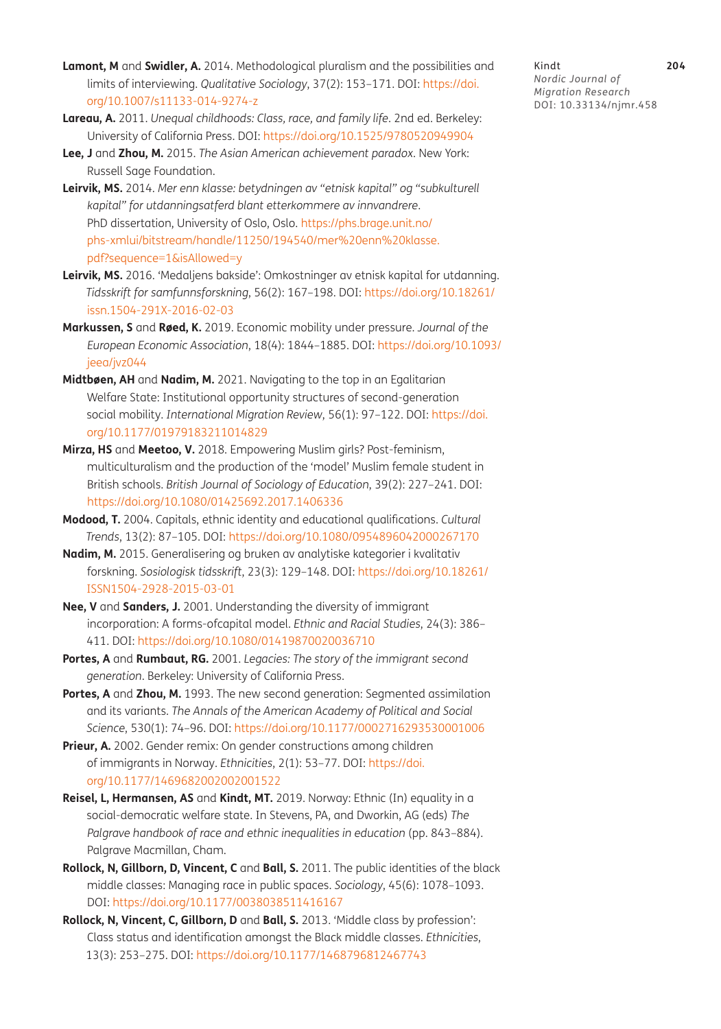**Lamont, M** and **Swidler, A.** 2014. Methodological pluralism and the possibilities and limits of interviewing. *Qualitative Sociology*, 37(2): 153–171. DOI: https://doi.org/10.1007/s11133-014-9274-z

**Lareau, A.** 2011. *Unequal childhoods: Class, race, and family life*. 2nd ed. Berkeley: University of California Press. DOI: https://doi.org/10.1525/9780520949904

**Lee, J** and **Zhou, M.** 2015. *The Asian American achievement paradox*. New York: Russell Sage Foundation.

**Leirvik, MS.** 2014. *Mer enn klasse: betydningen av "etnisk kapital" og "subkulturell kapital" for utdanningsatferd blant etterkommere av innvandrere*. PhD dissertation, University of Oslo, Oslo. https://phs.brage.unit.no/phs-xmlui/bitstream/handle/11250/194540/mer%20enn%20klasse.pdf?sequence=1&isAllowed=y

**Leirvik, MS.** 2016. 'Medaljens bakside': Omkostninger av etnisk kapital for utdanning. *Tidsskrift for samfunnsforskning*, 56(2): 167–198. DOI: https://doi.org/10.18261/issn.1504-291X-2016-02-03

**Markussen, S** and **Røed, K.** 2019. Economic mobility under pressure. *Journal of the European Economic Association*, 18(4): 1844–1885. DOI: https://doi.org/10.1093/jeea/jvz044

**Midtbøen, AH** and **Nadim, M.** 2021. Navigating to the top in an Egalitarian Welfare State: Institutional opportunity structures of second-generation social mobility. *International Migration Review*, 56(1): 97–122. DOI: https://doi.org/10.1177/01979183211014829

**Mirza, HS** and **Meetoo, V.** 2018. Empowering Muslim girls? Post-feminism, multiculturalism and the production of the 'model' Muslim female student in British schools. *British Journal of Sociology of Education*, 39(2): 227–241. DOI: https://doi.org/10.1080/01425692.2017.1406336

**Modood, T.** 2004. Capitals, ethnic identity and educational qualifications. *Cultural Trends*, 13(2): 87–105. DOI: https://doi.org/10.1080/0954896042000267170

**Nadim, M.** 2015. Generalisering og bruken av analytiske kategorier i kvalitativ forskning. *Sosiologisk tidsskrift*, 23(3): 129–148. DOI: https://doi.org/10.18261/ISSN1504-2928-2015-03-01

**Nee, V** and **Sanders, J.** 2001. Understanding the diversity of immigrant incorporation: A forms-ofcapital model. *Ethnic and Racial Studies*, 24(3): 386–411. DOI: https://doi.org/10.1080/01419870020036710

**Portes, A** and **Rumbaut, RG.** 2001. *Legacies: The story of the immigrant second generation*. Berkeley: University of California Press.

**Portes, A** and **Zhou, M.** 1993. The new second generation: Segmented assimilation and its variants. *The Annals of the American Academy of Political and Social Science*, 530(1): 74–96. DOI: https://doi.org/10.1177/0002716293530001006

**Prieur, A.** 2002. Gender remix: On gender constructions among children of immigrants in Norway. *Ethnicities*, 2(1): 53–77. DOI: https://doi.org/10.1177/1469682002002001522

**Reisel, L, Hermansen, AS** and **Kindt, MT.** 2019. Norway: Ethnic (In) equality in a social-democratic welfare state. In Stevens, PA, and Dworkin, AG (eds) *The Palgrave handbook of race and ethnic inequalities in education* (pp. 843–884). Palgrave Macmillan, Cham.

**Rollock, N, Gillborn, D, Vincent, C** and **Ball, S.** 2011. The public identities of the black middle classes: Managing race in public spaces. *Sociology*, 45(6): 1078–1093. DOI: https://doi.org/10.1177/0038038511416167

**Rollock, N, Vincent, C, Gillborn, D** and **Ball, S.** 2013. 'Middle class by profession': Class status and identification amongst the Black middle classes. *Ethnicities*, 13(3): 253–275. DOI: https://doi.org/10.1177/1468796812467743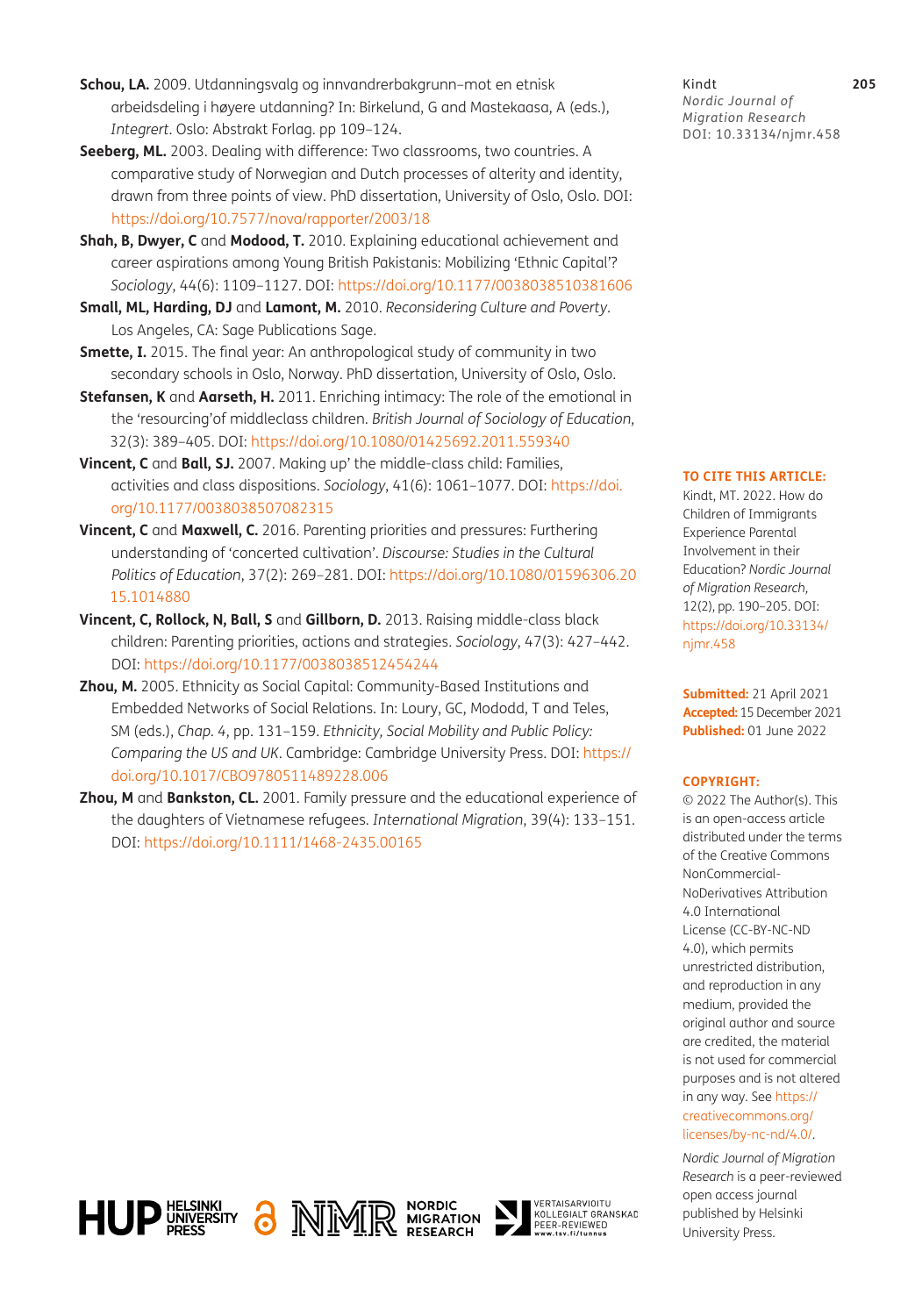**Schou, LA.** 2009. Utdanningsvalg og innvandrerbakgrunn–mot en etnisk arbeidsdeling i høyere utdanning? In: Birkelund, G and Mastekaasa, A (eds.), *Integrert*. Oslo: Abstrakt Forlag. pp 109–124.

**Seeberg, ML.** 2003. Dealing with difference: Two classrooms, two countries. A comparative study of Norwegian and Dutch processes of alterity and identity, drawn from three points of view. PhD dissertation, University of Oslo, Oslo. DOI: https://doi.org/10.7577/nova/rapporter/2003/18

**Shah, B, Dwyer, C** and **Modood, T.** 2010. Explaining educational achievement and career aspirations among Young British Pakistanis: Mobilizing 'Ethnic Capital'? *Sociology*, 44(6): 1109–1127. DOI: https://doi.org/10.1177/0038038510381606

**Small, ML, Harding, DJ** and **Lamont, M.** 2010. *Reconsidering Culture and Poverty*. Los Angeles, CA: Sage Publications Sage.

**Smette, I.** 2015. The final year: An anthropological study of community in two secondary schools in Oslo, Norway. PhD dissertation, University of Oslo, Oslo.

**Stefansen, K** and **Aarseth, H.** 2011. Enriching intimacy: The role of the emotional in the 'resourcing'of middleclass children. *British Journal of Sociology of Education*, 32(3): 389–405. DOI: https://doi.org/10.1080/01425692.2011.559340

**Vincent, C** and **Ball, SJ.** 2007. Making up' the middle-class child: Families, activities and class dispositions. *Sociology*, 41(6): 1061–1077. DOI: https://doi.org/10.1177/0038038507082315

**Vincent, C** and **Maxwell, C.** 2016. Parenting priorities and pressures: Furthering understanding of 'concerted cultivation'. *Discourse: Studies in the Cultural Politics of Education*, 37(2): 269–281. DOI: https://doi.org/10.1080/01596306.2015.1014880

**Vincent, C, Rollock, N, Ball, S** and **Gillborn, D.** 2013. Raising middle-class black children: Parenting priorities, actions and strategies. *Sociology*, 47(3): 427–442. DOI: https://doi.org/10.1177/0038038512454244

**Zhou, M.** 2005. Ethnicity as Social Capital: Community-Based Institutions and Embedded Networks of Social Relations. In: Loury, GC, Mododd, T and Teles, SM (eds.), *Chap.* 4, pp. 131–159. *Ethnicity, Social Mobility and Public Policy: Comparing the US and UK*. Cambridge: Cambridge University Press. DOI: https://doi.org/10.1017/CBO9780511489228.006

**Zhou, M** and **Bankston, CL.** 2001. Family pressure and the educational experience of the daughters of Vietnamese refugees. *International Migration*, 39(4): 133–151. DOI: https://doi.org/10.1111/1468-2435.00165

**TO CITE THIS ARTICLE:**

Kindt, MT. 2022. How do Children of Immigrants Experience Parental Involvement in their Education? *Nordic Journal of Migration Research*, 12(2), pp. 190–205. DOI: https://doi.org/10.33134/njmr.458

**Submitted:** 21 April 2021
**Accepted:** 15 December 2021
**Published:** 01 June 2022

**COPYRIGHT:**

© 2022 The Author(s). This is an open-access article distributed under the terms of the Creative Commons NonCommercial-NoDerivatives Attribution 4.0 International License (CC-BY-NC-ND 4.0), which permits unrestricted distribution, and reproduction in any medium, provided the original author and source are credited, the material is not used for commercial purposes and is not altered in any way. See https://creativecommons.org/licenses/by-nc-nd/4.0/.

*Nordic Journal of Migration Research* is a peer-reviewed open access journal published by Helsinki University Press.